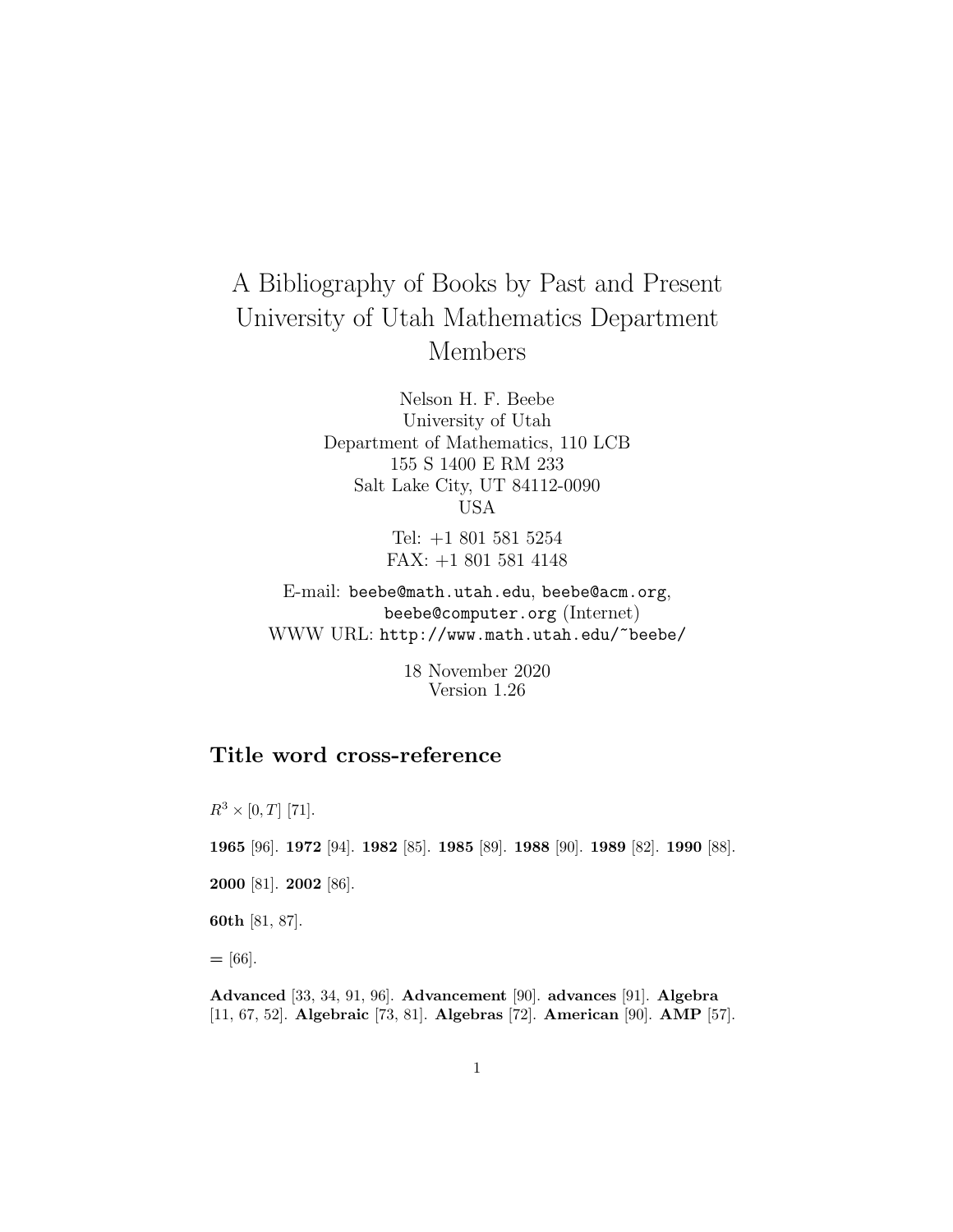# A Bibliography of Books by Past and Present University of Utah Mathematics Department Members

Nelson H. F. Beebe
University of Utah
Department of Mathematics, 110 LCB
155 S 1400 E RM 233
Salt Lake City, UT 84112-0090
USA

Tel: +1 801 581 5254
FAX: +1 801 581 4148

E-mail: `beebe@math.utah.edu`, `beebe@acm.org`, `beebe@computer.org` (Internet)
WWW URL: `http://www.math.utah.edu/~beebe/`

18 November 2020
Version 1.26

## Title word cross-reference

$R^3 \times [0, T]$ [71].

**1965** [96]. **1972** [94]. **1982** [85]. **1985** [89]. **1988** [90]. **1989** [82]. **1990** [88].

**2000** [81]. **2002** [86].

**60th** [81, 87].

= [66].

**Advanced** [33, 34, 91, 96]. **Advancement** [90]. **advances** [91]. **Algebra** [11, 67, 52]. **Algebraic** [73, 81]. **Algebras** [72]. **American** [90]. **AMP** [57].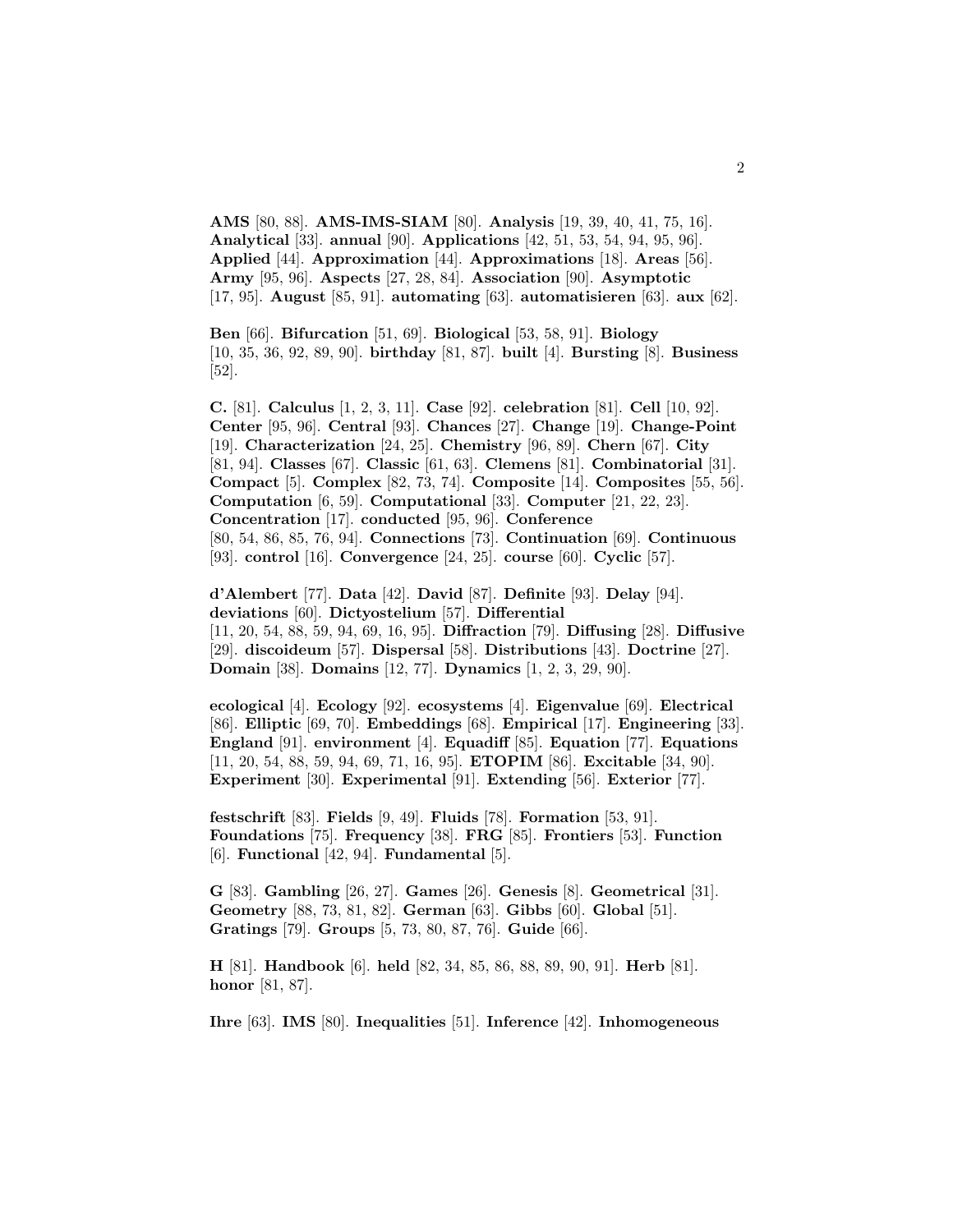**AMS** [80, 88]. **AMS-IMS-SIAM** [80]. **Analysis** [19, 39, 40, 41, 75, 16]. **Analytical** [33]. **annual** [90]. **Applications** [42, 51, 53, 54, 94, 95, 96]. **Applied** [44]. **Approximation** [44]. **Approximations** [18]. **Areas** [56]. **Army** [95, 96]. **Aspects** [27, 28, 84]. **Association** [90]. **Asymptotic** [17, 95]. **August** [85, 91]. **automating** [63]. **automatisieren** [63]. **aux** [62].

**Ben** [66]. **Bifurcation** [51, 69]. **Biological** [53, 58, 91]. **Biology** [10, 35, 36, 92, 89, 90]. **birthday** [81, 87]. **built** [4]. **Bursting** [8]. **Business** [52].

**C.** [81]. **Calculus** [1, 2, 3, 11]. **Case** [92]. **celebration** [81]. **Cell** [10, 92]. **Center** [95, 96]. **Central** [93]. **Chances** [27]. **Change** [19]. **Change-Point** [19]. **Characterization** [24, 25]. **Chemistry** [96, 89]. **Chern** [67]. **City** [81, 94]. **Classes** [67]. **Classic** [61, 63]. **Clemens** [81]. **Combinatorial** [31]. **Compact** [5]. **Complex** [82, 73, 74]. **Composite** [14]. **Composites** [55, 56]. **Computation** [6, 59]. **Computational** [33]. **Computer** [21, 22, 23]. **Concentration** [17]. **conducted** [95, 96]. **Conference** [80, 54, 86, 85, 76, 94]. **Connections** [73]. **Continuation** [69]. **Continuous** [93]. **control** [16]. **Convergence** [24, 25]. **course** [60]. **Cyclic** [57].

**d'Alembert** [77]. **Data** [42]. **David** [87]. **Definite** [93]. **Delay** [94]. **deviations** [60]. **Dictyostelium** [57]. **Differential** [11, 20, 54, 88, 59, 94, 69, 16, 95]. **Diffraction** [79]. **Diffusing** [28]. **Diffusive** [29]. **discoideum** [57]. **Dispersal** [58]. **Distributions** [43]. **Doctrine** [27]. **Domain** [38]. **Domains** [12, 77]. **Dynamics** [1, 2, 3, 29, 90].

**ecological** [4]. **Ecology** [92]. **ecosystems** [4]. **Eigenvalue** [69]. **Electrical** [86]. **Elliptic** [69, 70]. **Embeddings** [68]. **Empirical** [17]. **Engineering** [33]. **England** [91]. **environment** [4]. **Equadiff** [85]. **Equation** [77]. **Equations** [11, 20, 54, 88, 59, 94, 69, 71, 16, 95]. **ETOPIM** [86]. **Excitable** [34, 90]. **Experiment** [30]. **Experimental** [91]. **Extending** [56]. **Exterior** [77].

**festschrift** [83]. **Fields** [9, 49]. **Fluids** [78]. **Formation** [53, 91]. **Foundations** [75]. **Frequency** [38]. **FRG** [85]. **Frontiers** [53]. **Function** [6]. **Functional** [42, 94]. **Fundamental** [5].

**G** [83]. **Gambling** [26, 27]. **Games** [26]. **Genesis** [8]. **Geometrical** [31]. **Geometry** [88, 73, 81, 82]. **German** [63]. **Gibbs** [60]. **Global** [51]. **Gratings** [79]. **Groups** [5, 73, 80, 87, 76]. **Guide** [66].

**H** [81]. **Handbook** [6]. **held** [82, 34, 85, 86, 88, 89, 90, 91]. **Herb** [81]. **honor** [81, 87].

**Ihre** [63]. **IMS** [80]. **Inequalities** [51]. **Inference** [42]. **Inhomogeneous**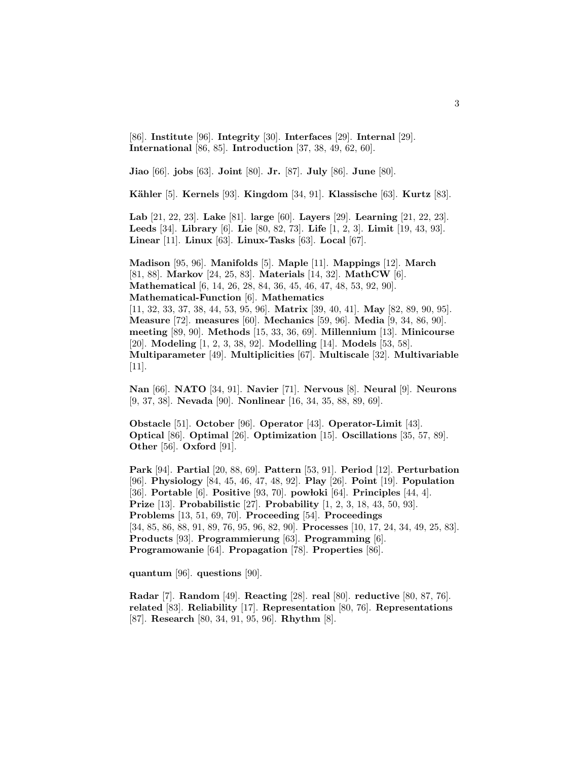[86]. **Institute** [96]. **Integrity** [30]. **Interfaces** [29]. **Internal** [29]. **International** [86, 85]. **Introduction** [37, 38, 49, 62, 60].

**Jiao** [66]. **jobs** [63]. **Joint** [80]. **Jr.** [87]. **July** [86]. **June** [80].

**Kähler** [5]. **Kernels** [93]. **Kingdom** [34, 91]. **Klassische** [63]. **Kurtz** [83].

**Lab** [21, 22, 23]. **Lake** [81]. **large** [60]. **Layers** [29]. **Learning** [21, 22, 23]. **Leeds** [34]. **Library** [6]. **Lie** [80, 82, 73]. **Life** [1, 2, 3]. **Limit** [19, 43, 93]. **Linear** [11]. **Linux** [63]. **Linux-Tasks** [63]. **Local** [67].

**Madison** [95, 96]. **Manifolds** [5]. **Maple** [11]. **Mappings** [12]. **March** [81, 88]. **Markov** [24, 25, 83]. **Materials** [14, 32]. **MathCW** [6]. **Mathematical** [6, 14, 26, 28, 84, 36, 45, 46, 47, 48, 53, 92, 90]. **Mathematical-Function** [6]. **Mathematics** [11, 32, 33, 37, 38, 44, 53, 95, 96]. **Matrix** [39, 40, 41]. **May** [82, 89, 90, 95]. **Measure** [72]. **measures** [60]. **Mechanics** [59, 96]. **Media** [9, 34, 86, 90]. **meeting** [89, 90]. **Methods** [15, 33, 36, 69]. **Millennium** [13]. **Minicourse** [20]. **Modeling** [1, 2, 3, 38, 92]. **Modelling** [14]. **Models** [53, 58]. **Multiparameter** [49]. **Multiplicities** [67]. **Multiscale** [32]. **Multivariable** [11].

**Nan** [66]. **NATO** [34, 91]. **Navier** [71]. **Nervous** [8]. **Neural** [9]. **Neurons** [9, 37, 38]. **Nevada** [90]. **Nonlinear** [16, 34, 35, 88, 89, 69].

**Obstacle** [51]. **October** [96]. **Operator** [43]. **Operator-Limit** [43]. **Optical** [86]. **Optimal** [26]. **Optimization** [15]. **Oscillations** [35, 57, 89]. **Other** [56]. **Oxford** [91].

**Park** [94]. **Partial** [20, 88, 69]. **Pattern** [53, 91]. **Period** [12]. **Perturbation** [96]. **Physiology** [84, 45, 46, 47, 48, 92]. **Play** [26]. **Point** [19]. **Population** [36]. **Portable** [6]. **Positive** [93, 70]. **powłoki** [64]. **Principles** [44, 4]. **Prize** [13]. **Probabilistic** [27]. **Probability** [1, 2, 3, 18, 43, 50, 93]. **Problems** [13, 51, 69, 70]. **Proceeding** [54]. **Proceedings** [34, 85, 86, 88, 91, 89, 76, 95, 96, 82, 90]. **Processes** [10, 17, 24, 34, 49, 25, 83]. **Products** [93]. **Programmierung** [63]. **Programming** [6]. **Programowanie** [64]. **Propagation** [78]. **Properties** [86].

**quantum** [96]. **questions** [90].

**Radar** [7]. **Random** [49]. **Reacting** [28]. **real** [80]. **reductive** [80, 87, 76]. **related** [83]. **Reliability** [17]. **Representation** [80, 76]. **Representations** [87]. **Research** [80, 34, 91, 95, 96]. **Rhythm** [8].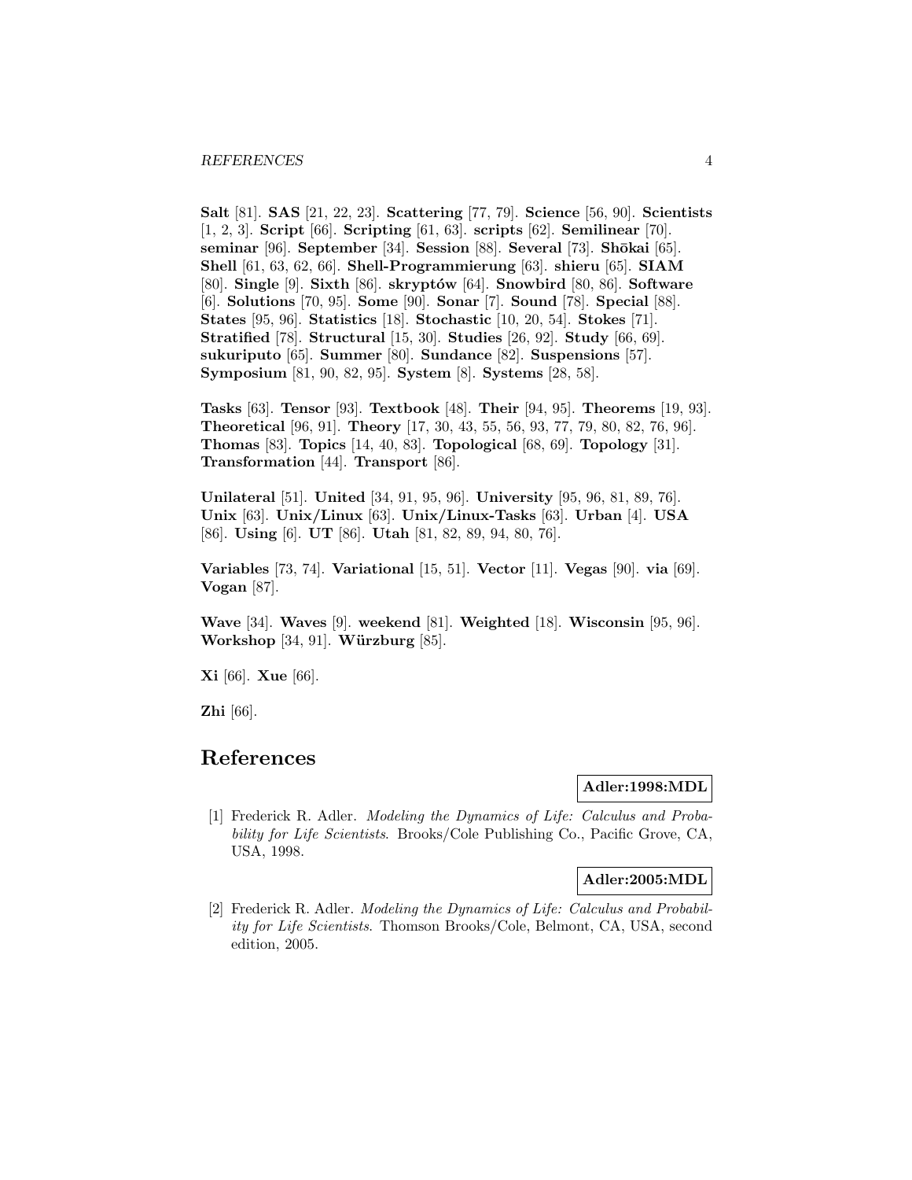**Salt** [81]. **SAS** [21, 22, 23]. **Scattering** [77, 79]. **Science** [56, 90]. **Scientists** [1, 2, 3]. **Script** [66]. **Scripting** [61, 63]. **scripts** [62]. **Semilinear** [70]. **seminar** [96]. **September** [34]. **Session** [88]. **Several** [73]. **Shōkai** [65]. **Shell** [61, 63, 62, 66]. **Shell-Programmierung** [63]. **shieru** [65]. **SIAM** [80]. **Single** [9]. **Sixth** [86]. **skryptów** [64]. **Snowbird** [80, 86]. **Software** [6]. **Solutions** [70, 95]. **Some** [90]. **Sonar** [7]. **Sound** [78]. **Special** [88]. **States** [95, 96]. **Statistics** [18]. **Stochastic** [10, 20, 54]. **Stokes** [71]. **Stratified** [78]. **Structural** [15, 30]. **Studies** [26, 92]. **Study** [66, 69]. **sukuriputo** [65]. **Summer** [80]. **Sundance** [82]. **Suspensions** [57]. **Symposium** [81, 90, 82, 95]. **System** [8]. **Systems** [28, 58].

**Tasks** [63]. **Tensor** [93]. **Textbook** [48]. **Their** [94, 95]. **Theorems** [19, 93]. **Theoretical** [96, 91]. **Theory** [17, 30, 43, 55, 56, 93, 77, 79, 80, 82, 76, 96]. **Thomas** [83]. **Topics** [14, 40, 83]. **Topological** [68, 69]. **Topology** [31]. **Transformation** [44]. **Transport** [86].

**Unilateral** [51]. **United** [34, 91, 95, 96]. **University** [95, 96, 81, 89, 76]. **Unix** [63]. **Unix/Linux** [63]. **Unix/Linux-Tasks** [63]. **Urban** [4]. **USA** [86]. **Using** [6]. **UT** [86]. **Utah** [81, 82, 89, 94, 80, 76].

**Variables** [73, 74]. **Variational** [15, 51]. **Vector** [11]. **Vegas** [90]. **via** [69]. **Vogan** [87].

**Wave** [34]. **Waves** [9]. **weekend** [81]. **Weighted** [18]. **Wisconsin** [95, 96]. **Workshop** [34, 91]. **Würzburg** [85].

**Xi** [66]. **Xue** [66].

**Zhi** [66].

# References

**Adler:1998:MDL**

[1] Frederick R. Adler. *Modeling the Dynamics of Life: Calculus and Probability for Life Scientists*. Brooks/Cole Publishing Co., Pacific Grove, CA, USA, 1998.

**Adler:2005:MDL**

[2] Frederick R. Adler. *Modeling the Dynamics of Life: Calculus and Probability for Life Scientists*. Thomson Brooks/Cole, Belmont, CA, USA, second edition, 2005.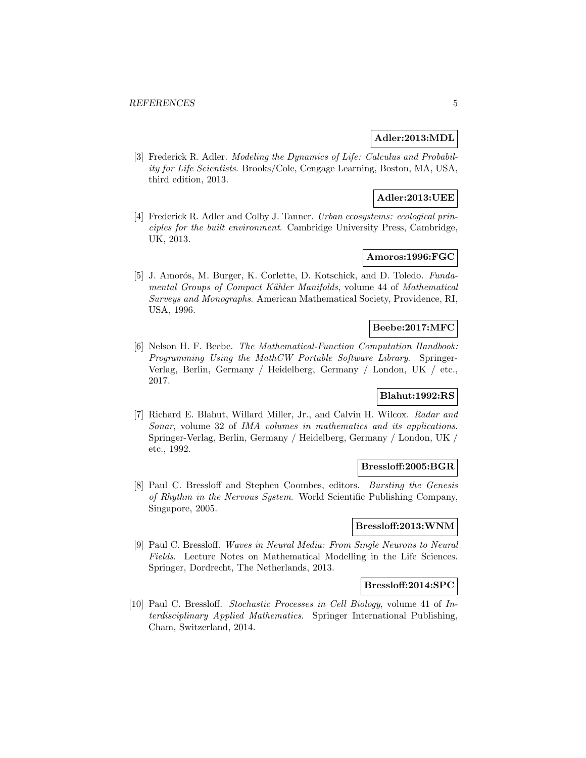**Adler:2013:MDL**

[3] Frederick R. Adler. *Modeling the Dynamics of Life: Calculus and Probability for Life Scientists*. Brooks/Cole, Cengage Learning, Boston, MA, USA, third edition, 2013.

**Adler:2013:UEE**

[4] Frederick R. Adler and Colby J. Tanner. *Urban ecosystems: ecological principles for the built environment*. Cambridge University Press, Cambridge, UK, 2013.

**Amoros:1996:FGC**

[5] J. Amorós, M. Burger, K. Corlette, D. Kotschick, and D. Toledo. *Fundamental Groups of Compact Kähler Manifolds*, volume 44 of *Mathematical Surveys and Monographs*. American Mathematical Society, Providence, RI, USA, 1996.

**Beebe:2017:MFC**

[6] Nelson H. F. Beebe. *The Mathematical-Function Computation Handbook: Programming Using the MathCW Portable Software Library*. Springer-Verlag, Berlin, Germany / Heidelberg, Germany / London, UK / etc., 2017.

**Blahut:1992:RS**

[7] Richard E. Blahut, Willard Miller, Jr., and Calvin H. Wilcox. *Radar and Sonar*, volume 32 of *IMA volumes in mathematics and its applications*. Springer-Verlag, Berlin, Germany / Heidelberg, Germany / London, UK / etc., 1992.

**Bressloff:2005:BGR**

[8] Paul C. Bressloff and Stephen Coombes, editors. *Bursting the Genesis of Rhythm in the Nervous System*. World Scientific Publishing Company, Singapore, 2005.

**Bressloff:2013:WNM**

[9] Paul C. Bressloff. *Waves in Neural Media: From Single Neurons to Neural Fields*. Lecture Notes on Mathematical Modelling in the Life Sciences. Springer, Dordrecht, The Netherlands, 2013.

**Bressloff:2014:SPC**

[10] Paul C. Bressloff. *Stochastic Processes in Cell Biology*, volume 41 of *Interdisciplinary Applied Mathematics*. Springer International Publishing, Cham, Switzerland, 2014.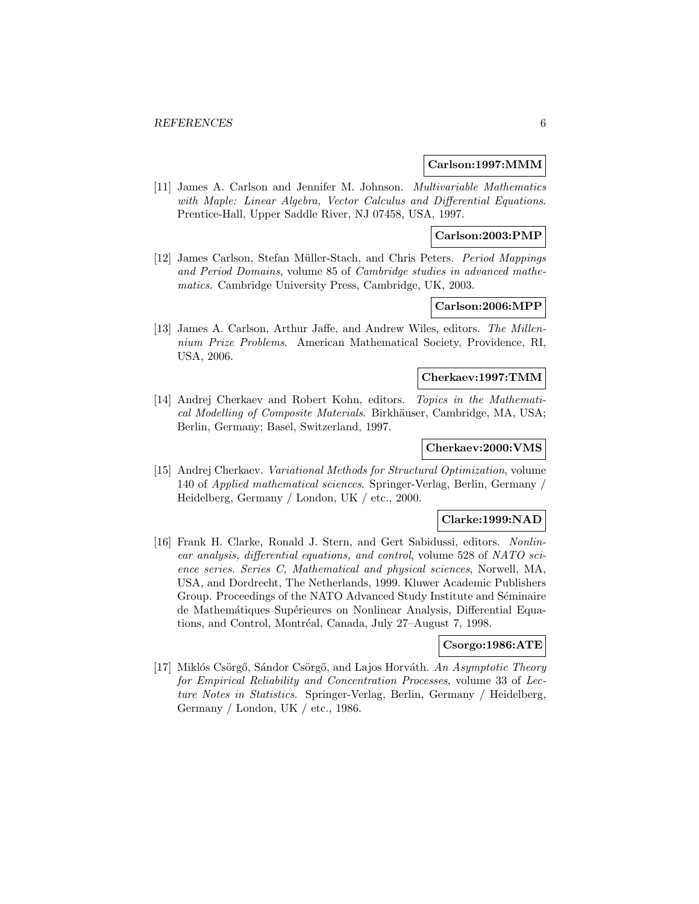**Carlson:1997:MMM**

[11] James A. Carlson and Jennifer M. Johnson. *Multivariable Mathematics with Maple: Linear Algebra, Vector Calculus and Differential Equations*. Prentice-Hall, Upper Saddle River, NJ 07458, USA, 1997.

**Carlson:2003:PMP**

[12] James Carlson, Stefan Müller-Stach, and Chris Peters. *Period Mappings and Period Domains*, volume 85 of *Cambridge studies in advanced mathematics*. Cambridge University Press, Cambridge, UK, 2003.

**Carlson:2006:MPP**

[13] James A. Carlson, Arthur Jaffe, and Andrew Wiles, editors. *The Millennium Prize Problems*. American Mathematical Society, Providence, RI, USA, 2006.

**Cherkaev:1997:TMM**

[14] Andrej Cherkaev and Robert Kohn, editors. *Topics in the Mathematical Modelling of Composite Materials*. Birkhäuser, Cambridge, MA, USA; Berlin, Germany; Basel, Switzerland, 1997.

**Cherkaev:2000:VMS**

[15] Andrej Cherkaev. *Variational Methods for Structural Optimization*, volume 140 of *Applied mathematical sciences*. Springer-Verlag, Berlin, Germany / Heidelberg, Germany / London, UK / etc., 2000.

**Clarke:1999:NAD**

[16] Frank H. Clarke, Ronald J. Stern, and Gert Sabidussi, editors. *Nonlinear analysis, differential equations, and control*, volume 528 of *NATO science series. Series C, Mathematical and physical sciences*, Norwell, MA, USA, and Dordrecht, The Netherlands, 1999. Kluwer Academic Publishers Group. Proceedings of the NATO Advanced Study Institute and Séminaire de Mathématiques Supérieures on Nonlinear Analysis, Differential Equations, and Control, Montréal, Canada, July 27–August 7, 1998.

**Csorgo:1986:ATE**

[17] Miklós Csörgő, Sándor Csörgő, and Lajos Horváth. *An Asymptotic Theory for Empirical Reliability and Concentration Processes*, volume 33 of *Lecture Notes in Statistics*. Springer-Verlag, Berlin, Germany / Heidelberg, Germany / London, UK / etc., 1986.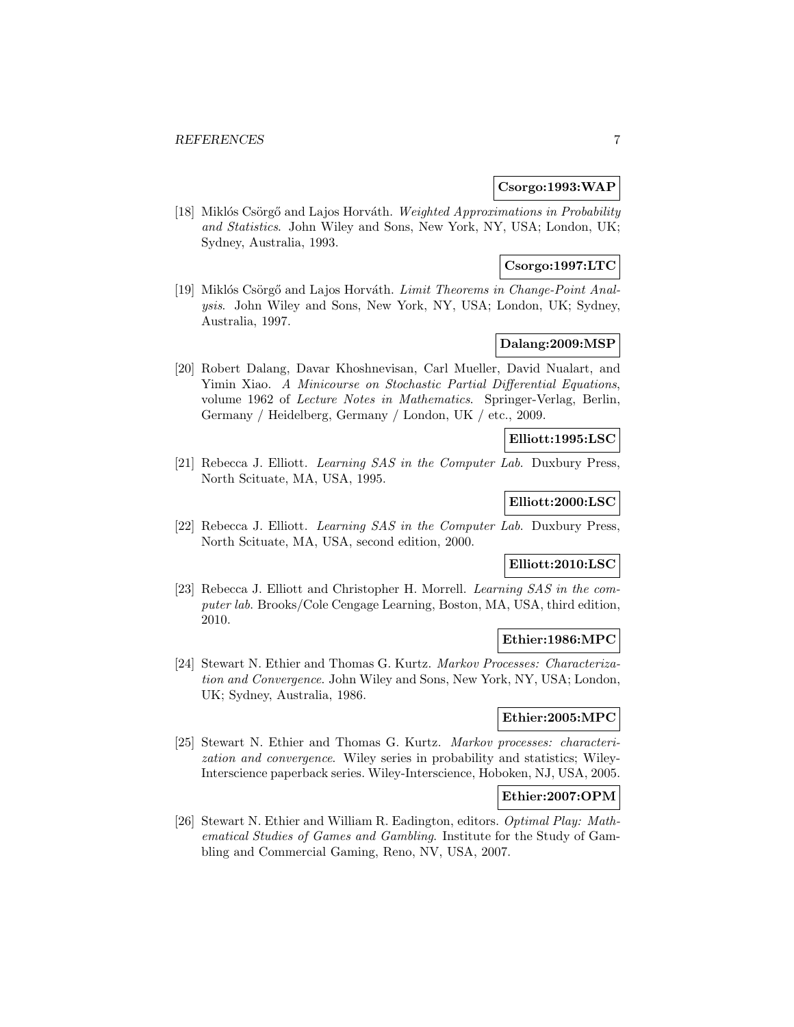**Csorgo:1993:WAP**

[18] Miklós Csörgő and Lajos Horváth. *Weighted Approximations in Probability and Statistics*. John Wiley and Sons, New York, NY, USA; London, UK; Sydney, Australia, 1993.

**Csorgo:1997:LTC**

[19] Miklós Csörgő and Lajos Horváth. *Limit Theorems in Change-Point Analysis*. John Wiley and Sons, New York, NY, USA; London, UK; Sydney, Australia, 1997.

**Dalang:2009:MSP**

[20] Robert Dalang, Davar Khoshnevisan, Carl Mueller, David Nualart, and Yimin Xiao. *A Minicourse on Stochastic Partial Differential Equations*, volume 1962 of *Lecture Notes in Mathematics*. Springer-Verlag, Berlin, Germany / Heidelberg, Germany / London, UK / etc., 2009.

**Elliott:1995:LSC**

[21] Rebecca J. Elliott. *Learning SAS in the Computer Lab*. Duxbury Press, North Scituate, MA, USA, 1995.

**Elliott:2000:LSC**

[22] Rebecca J. Elliott. *Learning SAS in the Computer Lab*. Duxbury Press, North Scituate, MA, USA, second edition, 2000.

**Elliott:2010:LSC**

[23] Rebecca J. Elliott and Christopher H. Morrell. *Learning SAS in the computer lab*. Brooks/Cole Cengage Learning, Boston, MA, USA, third edition, 2010.

**Ethier:1986:MPC**

[24] Stewart N. Ethier and Thomas G. Kurtz. *Markov Processes: Characterization and Convergence*. John Wiley and Sons, New York, NY, USA; London, UK; Sydney, Australia, 1986.

**Ethier:2005:MPC**

[25] Stewart N. Ethier and Thomas G. Kurtz. *Markov processes: characterization and convergence*. Wiley series in probability and statistics; Wiley-Interscience paperback series. Wiley-Interscience, Hoboken, NJ, USA, 2005.

**Ethier:2007:OPM**

[26] Stewart N. Ethier and William R. Eadington, editors. *Optimal Play: Mathematical Studies of Games and Gambling*. Institute for the Study of Gambling and Commercial Gaming, Reno, NV, USA, 2007.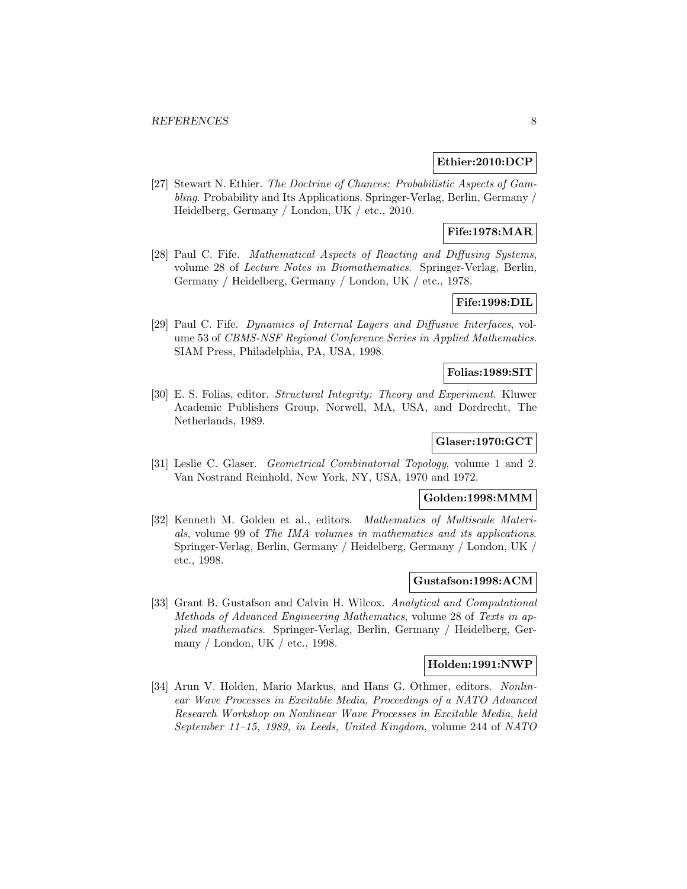**Ethier:2010:DCP**

[27] Stewart N. Ethier. *The Doctrine of Chances: Probabilistic Aspects of Gambling*. Probability and Its Applications. Springer-Verlag, Berlin, Germany / Heidelberg, Germany / London, UK / etc., 2010.

**Fife:1978:MAR**

[28] Paul C. Fife. *Mathematical Aspects of Reacting and Diffusing Systems*, volume 28 of *Lecture Notes in Biomathematics*. Springer-Verlag, Berlin, Germany / Heidelberg, Germany / London, UK / etc., 1978.

**Fife:1998:DIL**

[29] Paul C. Fife. *Dynamics of Internal Layers and Diffusive Interfaces*, volume 53 of *CBMS-NSF Regional Conference Series in Applied Mathematics*. SIAM Press, Philadelphia, PA, USA, 1998.

**Folias:1989:SIT**

[30] E. S. Folias, editor. *Structural Integrity: Theory and Experiment*. Kluwer Academic Publishers Group, Norwell, MA, USA, and Dordrecht, The Netherlands, 1989.

**Glaser:1970:GCT**

[31] Leslie C. Glaser. *Geometrical Combinatorial Topology*, volume 1 and 2. Van Nostrand Reinhold, New York, NY, USA, 1970 and 1972.

**Golden:1998:MMM**

[32] Kenneth M. Golden et al., editors. *Mathematics of Multiscale Materials*, volume 99 of *The IMA volumes in mathematics and its applications*. Springer-Verlag, Berlin, Germany / Heidelberg, Germany / London, UK / etc., 1998.

**Gustafson:1998:ACM**

[33] Grant B. Gustafson and Calvin H. Wilcox. *Analytical and Computational Methods of Advanced Engineering Mathematics*, volume 28 of *Texts in applied mathematics*. Springer-Verlag, Berlin, Germany / Heidelberg, Germany / London, UK / etc., 1998.

**Holden:1991:NWP**

[34] Arun V. Holden, Mario Markus, and Hans G. Othmer, editors. *Nonlinear Wave Processes in Excitable Media, Proceedings of a NATO Advanced Research Workshop on Nonlinear Wave Processes in Excitable Media, held September 11–15, 1989, in Leeds, United Kingdom*, volume 244 of *NATO*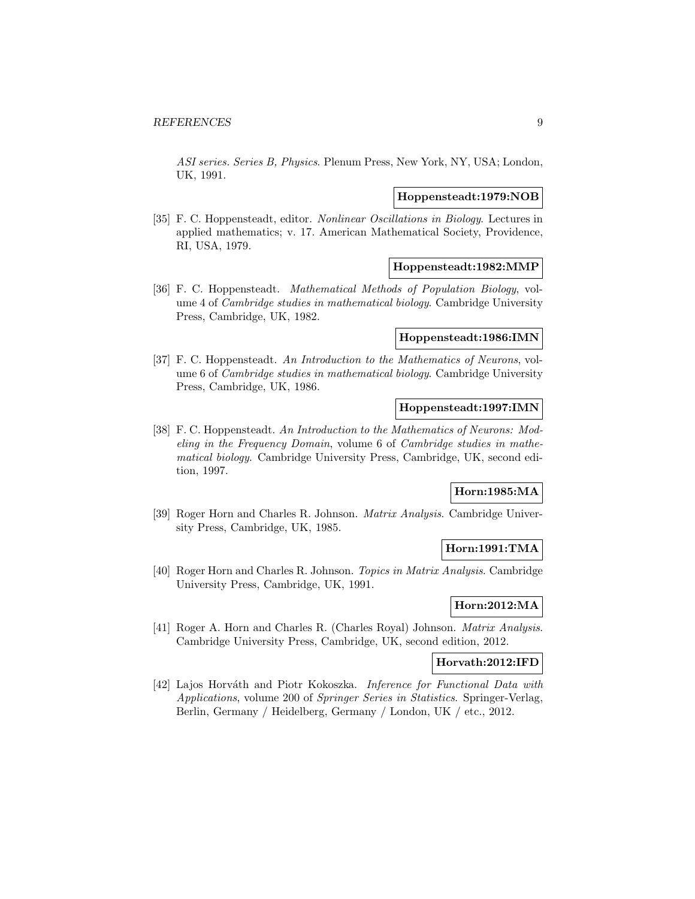*ASI series. Series B, Physics*. Plenum Press, New York, NY, USA; London, UK, 1991.

**Hoppensteadt:1979:NOB**

[35] F. C. Hoppensteadt, editor. *Nonlinear Oscillations in Biology*. Lectures in applied mathematics; v. 17. American Mathematical Society, Providence, RI, USA, 1979.

**Hoppensteadt:1982:MMP**

[36] F. C. Hoppensteadt. *Mathematical Methods of Population Biology*, volume 4 of *Cambridge studies in mathematical biology*. Cambridge University Press, Cambridge, UK, 1982.

**Hoppensteadt:1986:IMN**

[37] F. C. Hoppensteadt. *An Introduction to the Mathematics of Neurons*, volume 6 of *Cambridge studies in mathematical biology*. Cambridge University Press, Cambridge, UK, 1986.

**Hoppensteadt:1997:IMN**

[38] F. C. Hoppensteadt. *An Introduction to the Mathematics of Neurons: Modeling in the Frequency Domain*, volume 6 of *Cambridge studies in mathematical biology*. Cambridge University Press, Cambridge, UK, second edition, 1997.

**Horn:1985:MA**

[39] Roger Horn and Charles R. Johnson. *Matrix Analysis*. Cambridge University Press, Cambridge, UK, 1985.

**Horn:1991:TMA**

[40] Roger Horn and Charles R. Johnson. *Topics in Matrix Analysis*. Cambridge University Press, Cambridge, UK, 1991.

**Horn:2012:MA**

[41] Roger A. Horn and Charles R. (Charles Royal) Johnson. *Matrix Analysis*. Cambridge University Press, Cambridge, UK, second edition, 2012.

**Horvath:2012:IFD**

[42] Lajos Horváth and Piotr Kokoszka. *Inference for Functional Data with Applications*, volume 200 of *Springer Series in Statistics*. Springer-Verlag, Berlin, Germany / Heidelberg, Germany / London, UK / etc., 2012.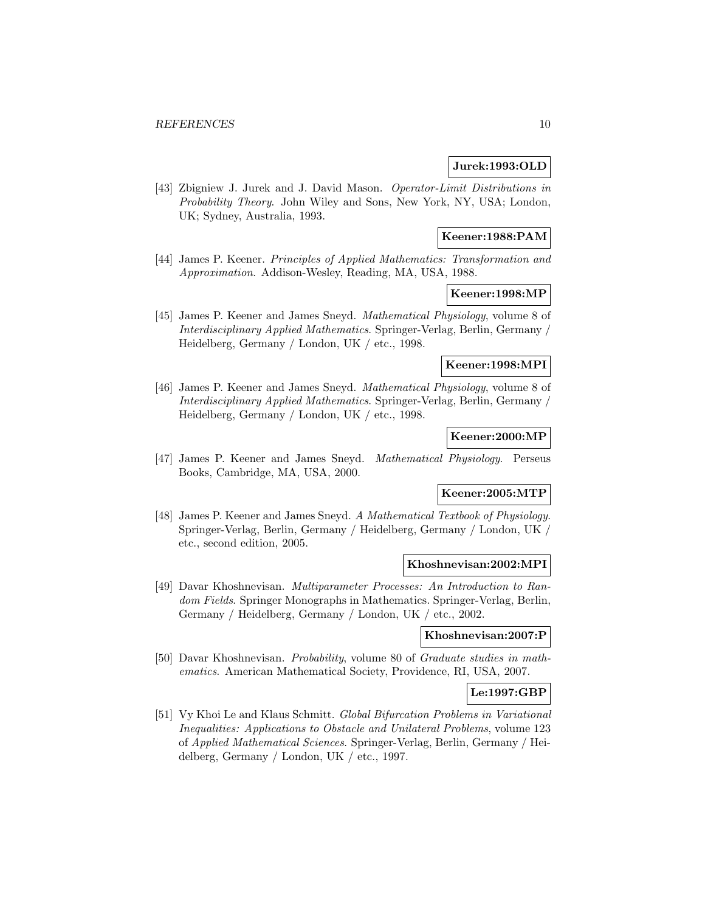**Jurek:1993:OLD**

[43] Zbigniew J. Jurek and J. David Mason. *Operator-Limit Distributions in Probability Theory*. John Wiley and Sons, New York, NY, USA; London, UK; Sydney, Australia, 1993.

**Keener:1988:PAM**

[44] James P. Keener. *Principles of Applied Mathematics: Transformation and Approximation*. Addison-Wesley, Reading, MA, USA, 1988.

**Keener:1998:MP**

[45] James P. Keener and James Sneyd. *Mathematical Physiology*, volume 8 of *Interdisciplinary Applied Mathematics*. Springer-Verlag, Berlin, Germany / Heidelberg, Germany / London, UK / etc., 1998.

**Keener:1998:MPI**

[46] James P. Keener and James Sneyd. *Mathematical Physiology*, volume 8 of *Interdisciplinary Applied Mathematics*. Springer-Verlag, Berlin, Germany / Heidelberg, Germany / London, UK / etc., 1998.

**Keener:2000:MP**

[47] James P. Keener and James Sneyd. *Mathematical Physiology*. Perseus Books, Cambridge, MA, USA, 2000.

**Keener:2005:MTP**

[48] James P. Keener and James Sneyd. *A Mathematical Textbook of Physiology*. Springer-Verlag, Berlin, Germany / Heidelberg, Germany / London, UK / etc., second edition, 2005.

**Khoshnevisan:2002:MPI**

[49] Davar Khoshnevisan. *Multiparameter Processes: An Introduction to Random Fields*. Springer Monographs in Mathematics. Springer-Verlag, Berlin, Germany / Heidelberg, Germany / London, UK / etc., 2002.

**Khoshnevisan:2007:P**

[50] Davar Khoshnevisan. *Probability*, volume 80 of *Graduate studies in mathematics*. American Mathematical Society, Providence, RI, USA, 2007.

**Le:1997:GBP**

[51] Vy Khoi Le and Klaus Schmitt. *Global Bifurcation Problems in Variational Inequalities: Applications to Obstacle and Unilateral Problems*, volume 123 of *Applied Mathematical Sciences*. Springer-Verlag, Berlin, Germany / Heidelberg, Germany / London, UK / etc., 1997.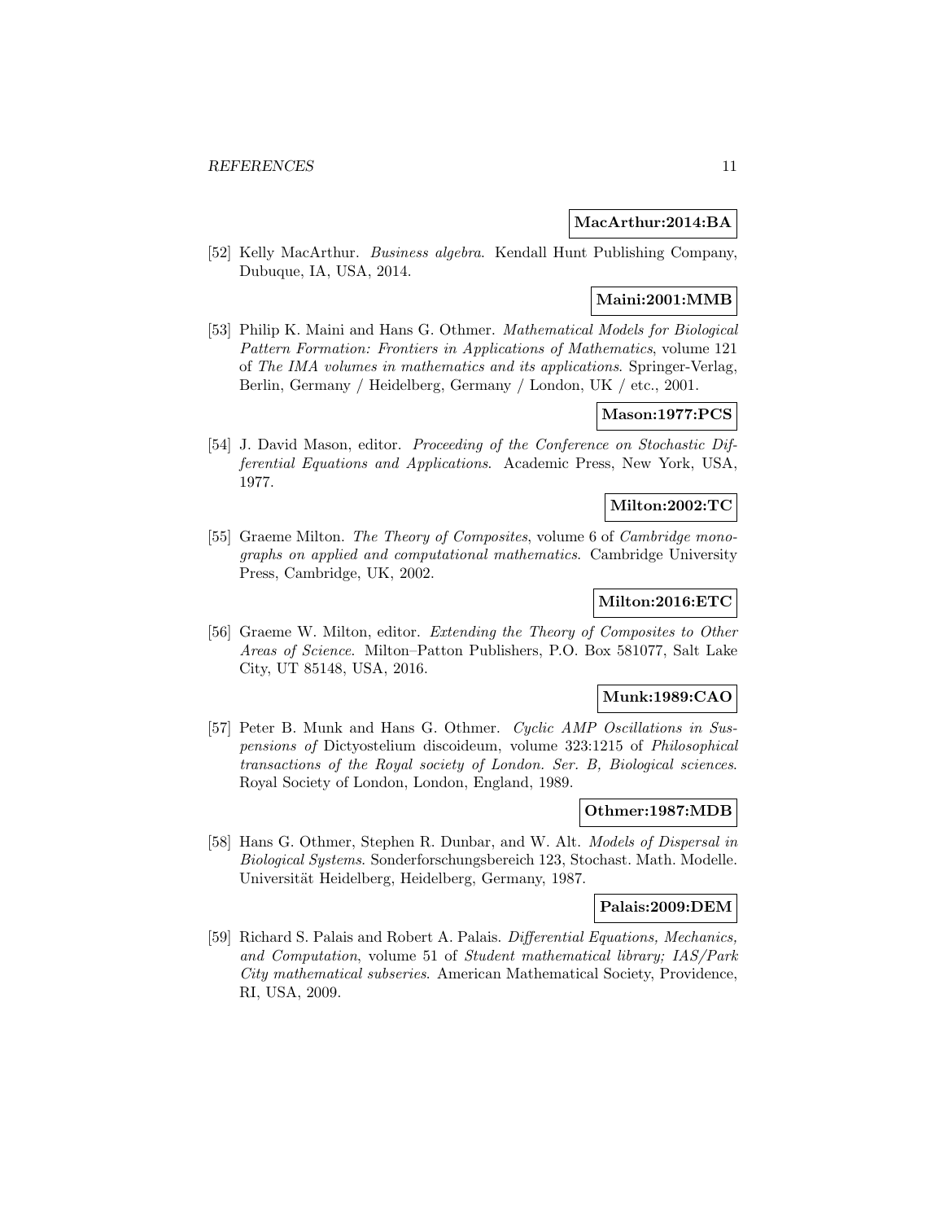**MacArthur:2014:BA**

[52] Kelly MacArthur. *Business algebra*. Kendall Hunt Publishing Company, Dubuque, IA, USA, 2014.

**Maini:2001:MMB**

[53] Philip K. Maini and Hans G. Othmer. *Mathematical Models for Biological Pattern Formation: Frontiers in Applications of Mathematics*, volume 121 of *The IMA volumes in mathematics and its applications*. Springer-Verlag, Berlin, Germany / Heidelberg, Germany / London, UK / etc., 2001.

**Mason:1977:PCS**

[54] J. David Mason, editor. *Proceeding of the Conference on Stochastic Differential Equations and Applications*. Academic Press, New York, USA, 1977.

**Milton:2002:TC**

[55] Graeme Milton. *The Theory of Composites*, volume 6 of *Cambridge monographs on applied and computational mathematics*. Cambridge University Press, Cambridge, UK, 2002.

**Milton:2016:ETC**

[56] Graeme W. Milton, editor. *Extending the Theory of Composites to Other Areas of Science*. Milton–Patton Publishers, P.O. Box 581077, Salt Lake City, UT 85148, USA, 2016.

**Munk:1989:CAO**

[57] Peter B. Munk and Hans G. Othmer. *Cyclic AMP Oscillations in Suspensions of* Dictyostelium discoideum, volume 323:1215 of *Philosophical transactions of the Royal society of London. Ser. B, Biological sciences*. Royal Society of London, London, England, 1989.

**Othmer:1987:MDB**

[58] Hans G. Othmer, Stephen R. Dunbar, and W. Alt. *Models of Dispersal in Biological Systems*. Sonderforschungsbereich 123, Stochast. Math. Modelle. Universität Heidelberg, Heidelberg, Germany, 1987.

**Palais:2009:DEM**

[59] Richard S. Palais and Robert A. Palais. *Differential Equations, Mechanics, and Computation*, volume 51 of *Student mathematical library; IAS/Park City mathematical subseries*. American Mathematical Society, Providence, RI, USA, 2009.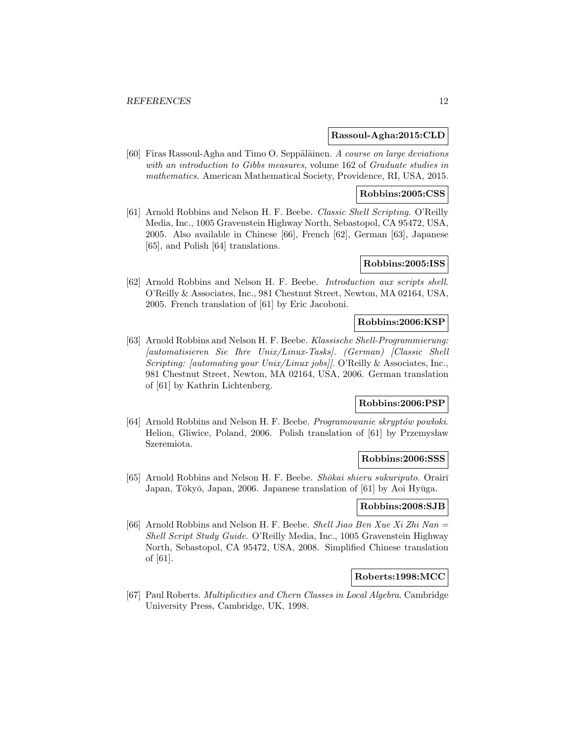**Rassoul-Agha:2015:CLD**

[60] Firas Rassoul-Agha and Timo O. Seppäläinen. *A course on large deviations with an introduction to Gibbs measures*, volume 162 of *Graduate studies in mathematics*. American Mathematical Society, Providence, RI, USA, 2015.

**Robbins:2005:CSS**

[61] Arnold Robbins and Nelson H. F. Beebe. *Classic Shell Scripting*. O'Reilly Media, Inc., 1005 Gravenstein Highway North, Sebastopol, CA 95472, USA, 2005. Also available in Chinese [66], French [62], German [63], Japanese [65], and Polish [64] translations.

**Robbins:2005:ISS**

[62] Arnold Robbins and Nelson H. F. Beebe. *Introduction aux scripts shell*. O'Reilly & Associates, Inc., 981 Chestnut Street, Newton, MA 02164, USA, 2005. French translation of [61] by Eric Jacoboni.

**Robbins:2006:KSP**

[63] Arnold Robbins and Nelson H. F. Beebe. *Klassische Shell-Programmierung: [automatisieren Sie Ihre Unix/Linux-Tasks]. (German) [Classic Shell Scripting: [automating your Unix/Linux jobs]]*. O'Reilly & Associates, Inc., 981 Chestnut Street, Newton, MA 02164, USA, 2006. German translation of [61] by Kathrin Lichtenberg.

**Robbins:2006:PSP**

[64] Arnold Robbins and Nelson H. F. Beebe. *Programowanie skryptów powłoki*. Helion, Gliwice, Poland, 2006. Polish translation of [61] by Przemysław Szeremiota.

**Robbins:2006:SSS**

[65] Arnold Robbins and Nelson H. F. Beebe. *Shōkai shieru sukuriputo*. Orairī Japan, Tōkyō, Japan, 2006. Japanese translation of [61] by Aoi Hyūga.

**Robbins:2008:SJB**

[66] Arnold Robbins and Nelson H. F. Beebe. *Shell Jiao Ben Xue Xi Zhi Nan = Shell Script Study Guide*. O'Reilly Media, Inc., 1005 Gravenstein Highway North, Sebastopol, CA 95472, USA, 2008. Simplified Chinese translation of [61].

**Roberts:1998:MCC**

[67] Paul Roberts. *Multiplicities and Chern Classes in Local Algebra*. Cambridge University Press, Cambridge, UK, 1998.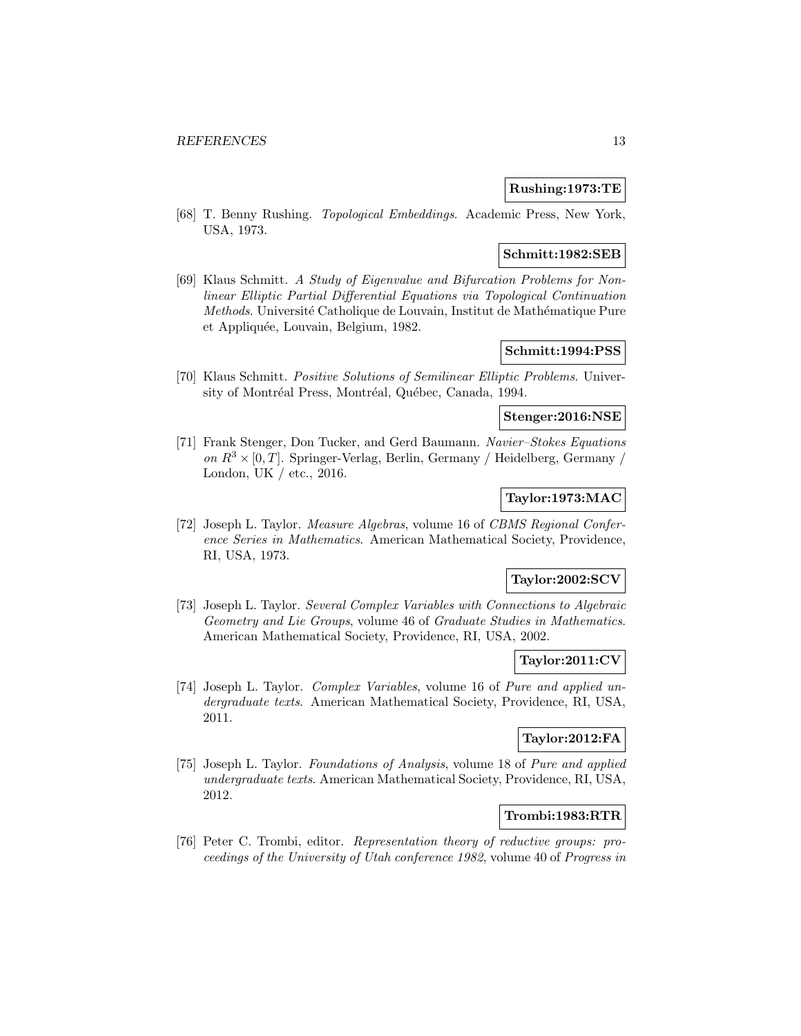**Rushing:1973:TE**

[68] T. Benny Rushing. *Topological Embeddings*. Academic Press, New York, USA, 1973.

**Schmitt:1982:SEB**

[69] Klaus Schmitt. *A Study of Eigenvalue and Bifurcation Problems for Nonlinear Elliptic Partial Differential Equations via Topological Continuation Methods*. Université Catholique de Louvain, Institut de Mathématique Pure et Appliquée, Louvain, Belgium, 1982.

**Schmitt:1994:PSS**

[70] Klaus Schmitt. *Positive Solutions of Semilinear Elliptic Problems*. University of Montréal Press, Montréal, Québec, Canada, 1994.

**Stenger:2016:NSE**

[71] Frank Stenger, Don Tucker, and Gerd Baumann. *Navier–Stokes Equations on $R^3 \times [0, T]$*. Springer-Verlag, Berlin, Germany / Heidelberg, Germany / London, UK / etc., 2016.

**Taylor:1973:MAC**

[72] Joseph L. Taylor. *Measure Algebras*, volume 16 of *CBMS Regional Conference Series in Mathematics*. American Mathematical Society, Providence, RI, USA, 1973.

**Taylor:2002:SCV**

[73] Joseph L. Taylor. *Several Complex Variables with Connections to Algebraic Geometry and Lie Groups*, volume 46 of *Graduate Studies in Mathematics*. American Mathematical Society, Providence, RI, USA, 2002.

**Taylor:2011:CV**

[74] Joseph L. Taylor. *Complex Variables*, volume 16 of *Pure and applied undergraduate texts*. American Mathematical Society, Providence, RI, USA, 2011.

**Taylor:2012:FA**

[75] Joseph L. Taylor. *Foundations of Analysis*, volume 18 of *Pure and applied undergraduate texts*. American Mathematical Society, Providence, RI, USA, 2012.

**Trombi:1983:RTR**

[76] Peter C. Trombi, editor. *Representation theory of reductive groups: proceedings of the University of Utah conference 1982*, volume 40 of *Progress in*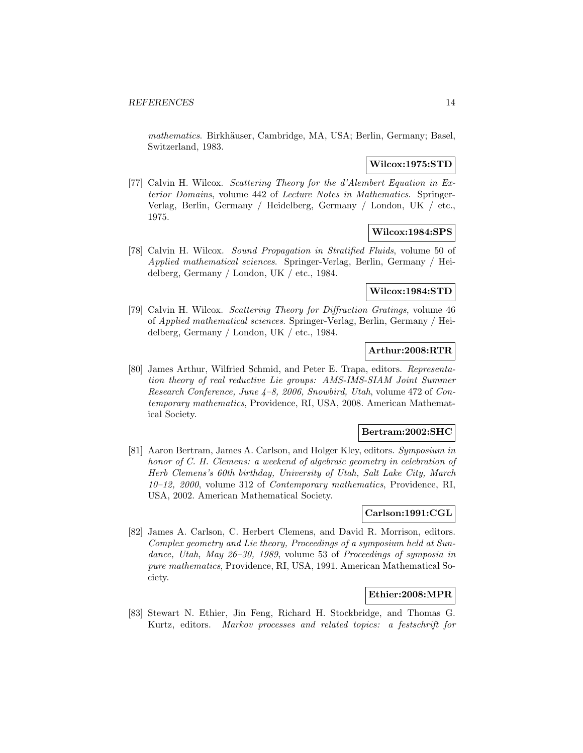*mathematics*. Birkhäuser, Cambridge, MA, USA; Berlin, Germany; Basel, Switzerland, 1983.

**Wilcox:1975:STD**

[77] Calvin H. Wilcox. *Scattering Theory for the d'Alembert Equation in Exterior Domains*, volume 442 of *Lecture Notes in Mathematics*. Springer-Verlag, Berlin, Germany / Heidelberg, Germany / London, UK / etc., 1975.

**Wilcox:1984:SPS**

[78] Calvin H. Wilcox. *Sound Propagation in Stratified Fluids*, volume 50 of *Applied mathematical sciences*. Springer-Verlag, Berlin, Germany / Heidelberg, Germany / London, UK / etc., 1984.

**Wilcox:1984:STD**

[79] Calvin H. Wilcox. *Scattering Theory for Diffraction Gratings*, volume 46 of *Applied mathematical sciences*. Springer-Verlag, Berlin, Germany / Heidelberg, Germany / London, UK / etc., 1984.

**Arthur:2008:RTR**

[80] James Arthur, Wilfried Schmid, and Peter E. Trapa, editors. *Representation theory of real reductive Lie groups: AMS-IMS-SIAM Joint Summer Research Conference, June 4–8, 2006, Snowbird, Utah*, volume 472 of *Contemporary mathematics*, Providence, RI, USA, 2008. American Mathematical Society.

**Bertram:2002:SHC**

[81] Aaron Bertram, James A. Carlson, and Holger Kley, editors. *Symposium in honor of C. H. Clemens: a weekend of algebraic geometry in celebration of Herb Clemens's 60th birthday, University of Utah, Salt Lake City, March 10–12, 2000*, volume 312 of *Contemporary mathematics*, Providence, RI, USA, 2002. American Mathematical Society.

**Carlson:1991:CGL**

[82] James A. Carlson, C. Herbert Clemens, and David R. Morrison, editors. *Complex geometry and Lie theory, Proceedings of a symposium held at Sundance, Utah, May 26–30, 1989*, volume 53 of *Proceedings of symposia in pure mathematics*, Providence, RI, USA, 1991. American Mathematical Society.

**Ethier:2008:MPR**

[83] Stewart N. Ethier, Jin Feng, Richard H. Stockbridge, and Thomas G. Kurtz, editors. *Markov processes and related topics: a festschrift for*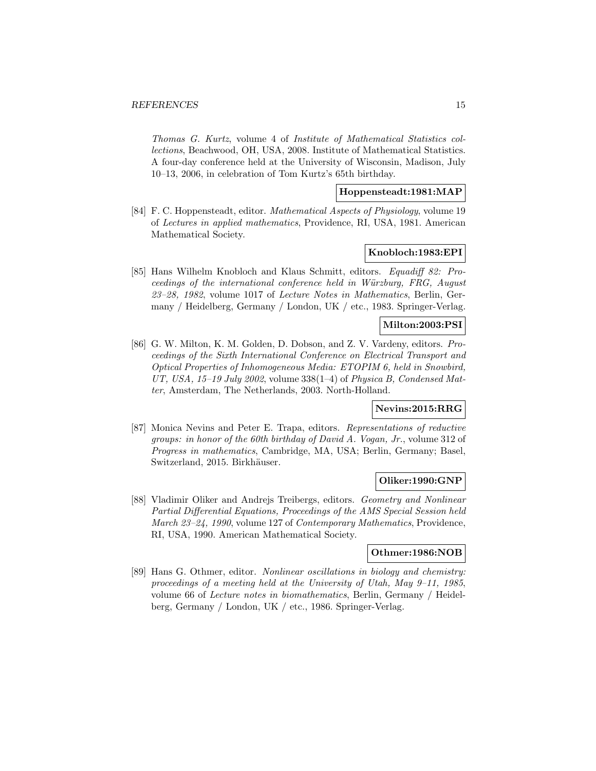*Thomas G. Kurtz*, volume 4 of *Institute of Mathematical Statistics collections*, Beachwood, OH, USA, 2008. Institute of Mathematical Statistics. A four-day conference held at the University of Wisconsin, Madison, July 10–13, 2006, in celebration of Tom Kurtz's 65th birthday.

**Hoppensteadt:1981:MAP**

[84] F. C. Hoppensteadt, editor. *Mathematical Aspects of Physiology*, volume 19 of *Lectures in applied mathematics*, Providence, RI, USA, 1981. American Mathematical Society.

**Knobloch:1983:EPI**

[85] Hans Wilhelm Knobloch and Klaus Schmitt, editors. *Equadiff 82: Proceedings of the international conference held in Würzburg, FRG, August 23–28, 1982*, volume 1017 of *Lecture Notes in Mathematics*, Berlin, Germany / Heidelberg, Germany / London, UK / etc., 1983. Springer-Verlag.

**Milton:2003:PSI**

[86] G. W. Milton, K. M. Golden, D. Dobson, and Z. V. Vardeny, editors. *Proceedings of the Sixth International Conference on Electrical Transport and Optical Properties of Inhomogeneous Media: ETOPIM 6, held in Snowbird, UT, USA, 15–19 July 2002*, volume 338(1–4) of *Physica B, Condensed Matter*, Amsterdam, The Netherlands, 2003. North-Holland.

**Nevins:2015:RRG**

[87] Monica Nevins and Peter E. Trapa, editors. *Representations of reductive groups: in honor of the 60th birthday of David A. Vogan, Jr.*, volume 312 of *Progress in mathematics*, Cambridge, MA, USA; Berlin, Germany; Basel, Switzerland, 2015. Birkhäuser.

**Oliker:1990:GNP**

[88] Vladimir Oliker and Andrejs Treibergs, editors. *Geometry and Nonlinear Partial Differential Equations, Proceedings of the AMS Special Session held March 23–24, 1990*, volume 127 of *Contemporary Mathematics*, Providence, RI, USA, 1990. American Mathematical Society.

**Othmer:1986:NOB**

[89] Hans G. Othmer, editor. *Nonlinear oscillations in biology and chemistry: proceedings of a meeting held at the University of Utah, May 9–11, 1985*, volume 66 of *Lecture notes in biomathematics*, Berlin, Germany / Heidelberg, Germany / London, UK / etc., 1986. Springer-Verlag.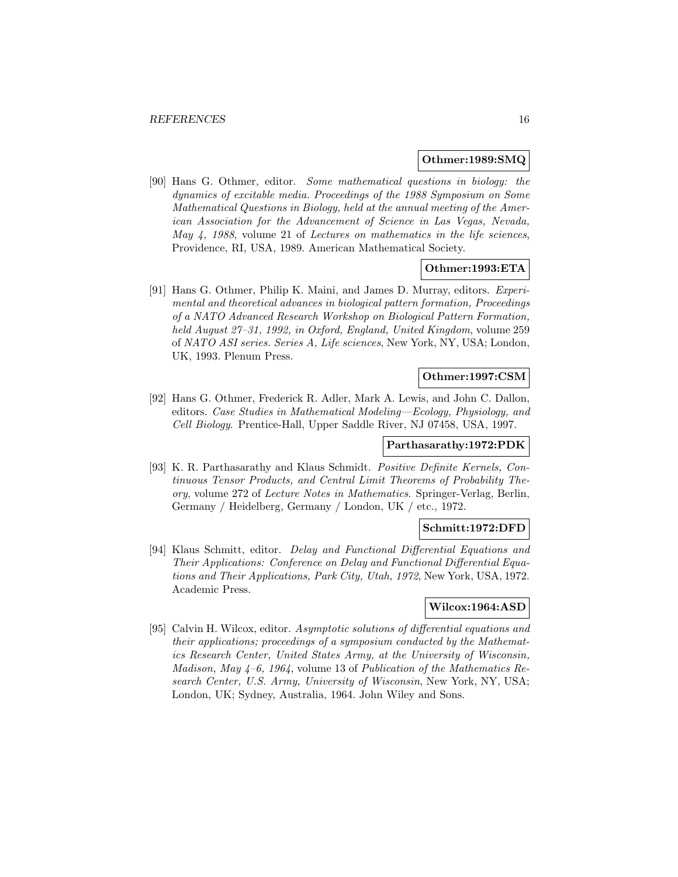**Othmer:1989:SMQ**

[90] Hans G. Othmer, editor. *Some mathematical questions in biology: the dynamics of excitable media. Proceedings of the 1988 Symposium on Some Mathematical Questions in Biology, held at the annual meeting of the American Association for the Advancement of Science in Las Vegas, Nevada, May 4, 1988*, volume 21 of *Lectures on mathematics in the life sciences*, Providence, RI, USA, 1989. American Mathematical Society.

**Othmer:1993:ETA**

[91] Hans G. Othmer, Philip K. Maini, and James D. Murray, editors. *Experimental and theoretical advances in biological pattern formation, Proceedings of a NATO Advanced Research Workshop on Biological Pattern Formation, held August 27–31, 1992, in Oxford, England, United Kingdom*, volume 259 of *NATO ASI series. Series A, Life sciences*, New York, NY, USA; London, UK, 1993. Plenum Press.

**Othmer:1997:CSM**

[92] Hans G. Othmer, Frederick R. Adler, Mark A. Lewis, and John C. Dallon, editors. *Case Studies in Mathematical Modeling—Ecology, Physiology, and Cell Biology*. Prentice-Hall, Upper Saddle River, NJ 07458, USA, 1997.

**Parthasarathy:1972:PDK**

[93] K. R. Parthasarathy and Klaus Schmidt. *Positive Definite Kernels, Continuous Tensor Products, and Central Limit Theorems of Probability Theory*, volume 272 of *Lecture Notes in Mathematics*. Springer-Verlag, Berlin, Germany / Heidelberg, Germany / London, UK / etc., 1972.

**Schmitt:1972:DFD**

[94] Klaus Schmitt, editor. *Delay and Functional Differential Equations and Their Applications: Conference on Delay and Functional Differential Equations and Their Applications, Park City, Utah, 1972*, New York, USA, 1972. Academic Press.

**Wilcox:1964:ASD**

[95] Calvin H. Wilcox, editor. *Asymptotic solutions of differential equations and their applications; proceedings of a symposium conducted by the Mathematics Research Center, United States Army, at the University of Wisconsin, Madison, May 4–6, 1964*, volume 13 of *Publication of the Mathematics Research Center, U.S. Army, University of Wisconsin*, New York, NY, USA; London, UK; Sydney, Australia, 1964. John Wiley and Sons.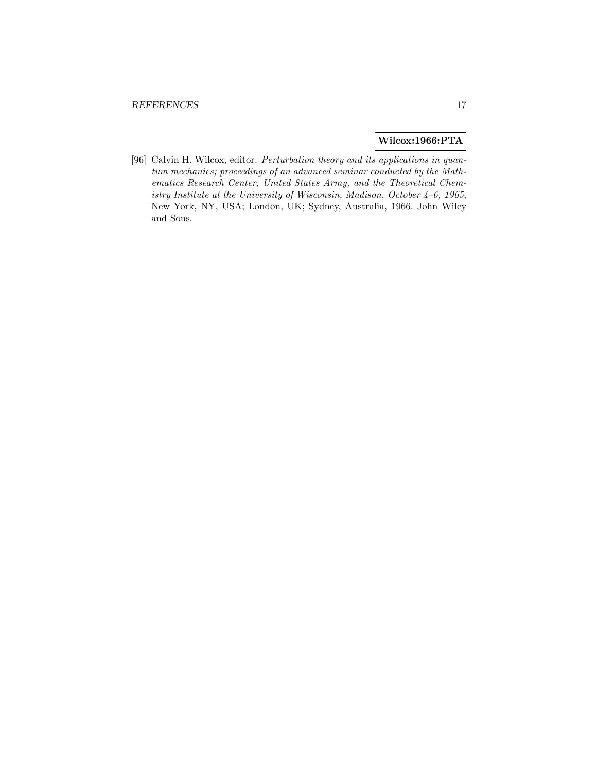**Wilcox:1966:PTA**

[96] Calvin H. Wilcox, editor. *Perturbation theory and its applications in quantum mechanics; proceedings of an advanced seminar conducted by the Mathematics Research Center, United States Army, and the Theoretical Chemistry Institute at the University of Wisconsin, Madison, October 4–6, 1965*, New York, NY, USA; London, UK; Sydney, Australia, 1966. John Wiley and Sons.